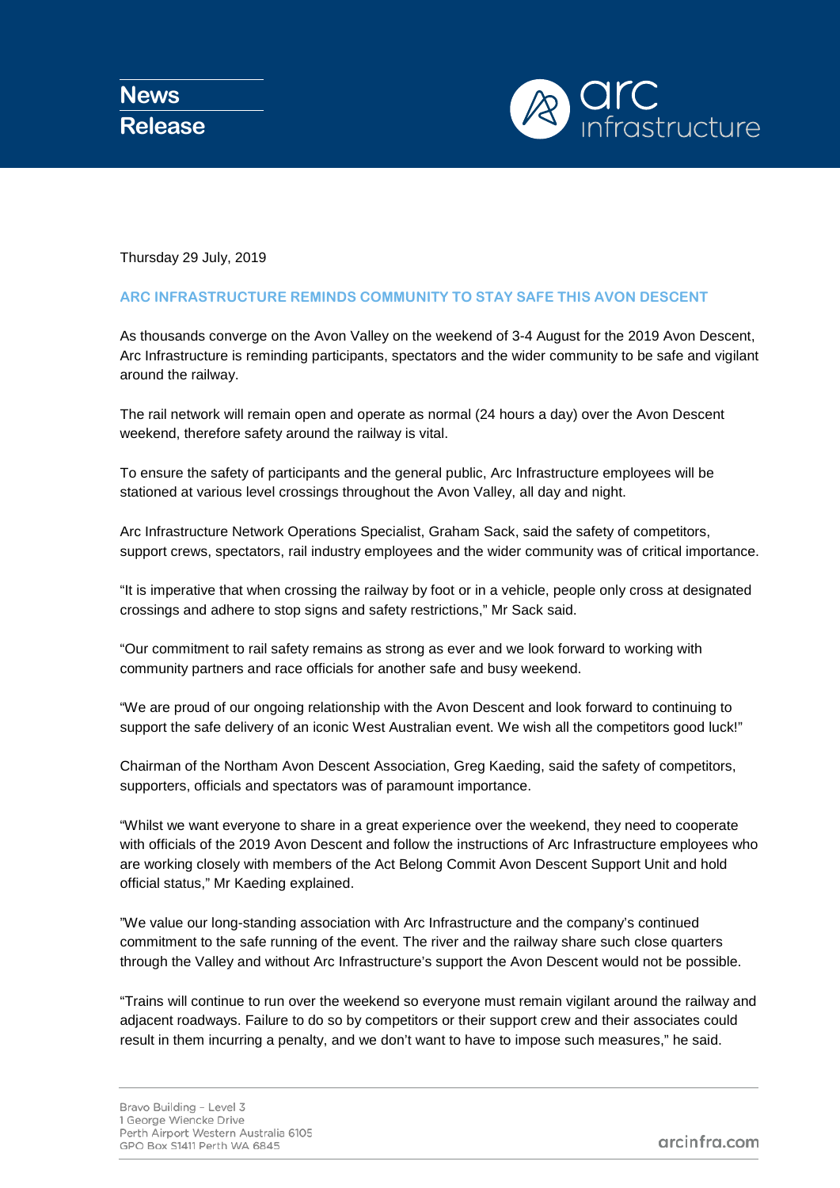# News Release

arc infrastructure

Thursday 29 July, 2019

## ARC INFRASTRUCTURE REMINDS COMMUNITY TO STAY SAFE THIS AVON DESCENT

As thousands converge on the Avon Valley on the weekend of 3-4 August for the 2019 Avon Descent, Arc Infrastructure is reminding participants, spectators and the wider community to be safe and vigilant around the railway.

The rail network will remain open and operate as normal (24 hours a day) over the Avon Descent weekend, therefore safety around the railway is vital.

To ensure the safety of participants and the general public, Arc Infrastructure employees will be stationed at various level crossings throughout the Avon Valley, all day and night.

Arc Infrastructure Network Operations Specialist, Graham Sack, said the safety of competitors, support crews, spectators, rail industry employees and the wider community was of critical importance.

“It is imperative that when crossing the railway by foot or in a vehicle, people only cross at designated crossings and adhere to stop signs and safety restrictions,” Mr Sack said.

“Our commitment to rail safety remains as strong as ever and we look forward to working with community partners and race officials for another safe and busy weekend.

“We are proud of our ongoing relationship with the Avon Descent and look forward to continuing to support the safe delivery of an iconic West Australian event. We wish all the competitors good luck!”

Chairman of the Northam Avon Descent Association, Greg Kaeding, said the safety of competitors, supporters, officials and spectators was of paramount importance.

“Whilst we want everyone to share in a great experience over the weekend, they need to cooperate with officials of the 2019 Avon Descent and follow the instructions of Arc Infrastructure employees who are working closely with members of the Act Belong Commit Avon Descent Support Unit and hold official status,” Mr Kaeding explained.

”We value our long-standing association with Arc Infrastructure and the company’s continued commitment to the safe running of the event. The river and the railway share such close quarters through the Valley and without Arc Infrastructure’s support the Avon Descent would not be possible.

“Trains will continue to run over the weekend so everyone must remain vigilant around the railway and adjacent roadways. Failure to do so by competitors or their support crew and their associates could result in them incurring a penalty, and we don’t want to have to impose such measures,” he said.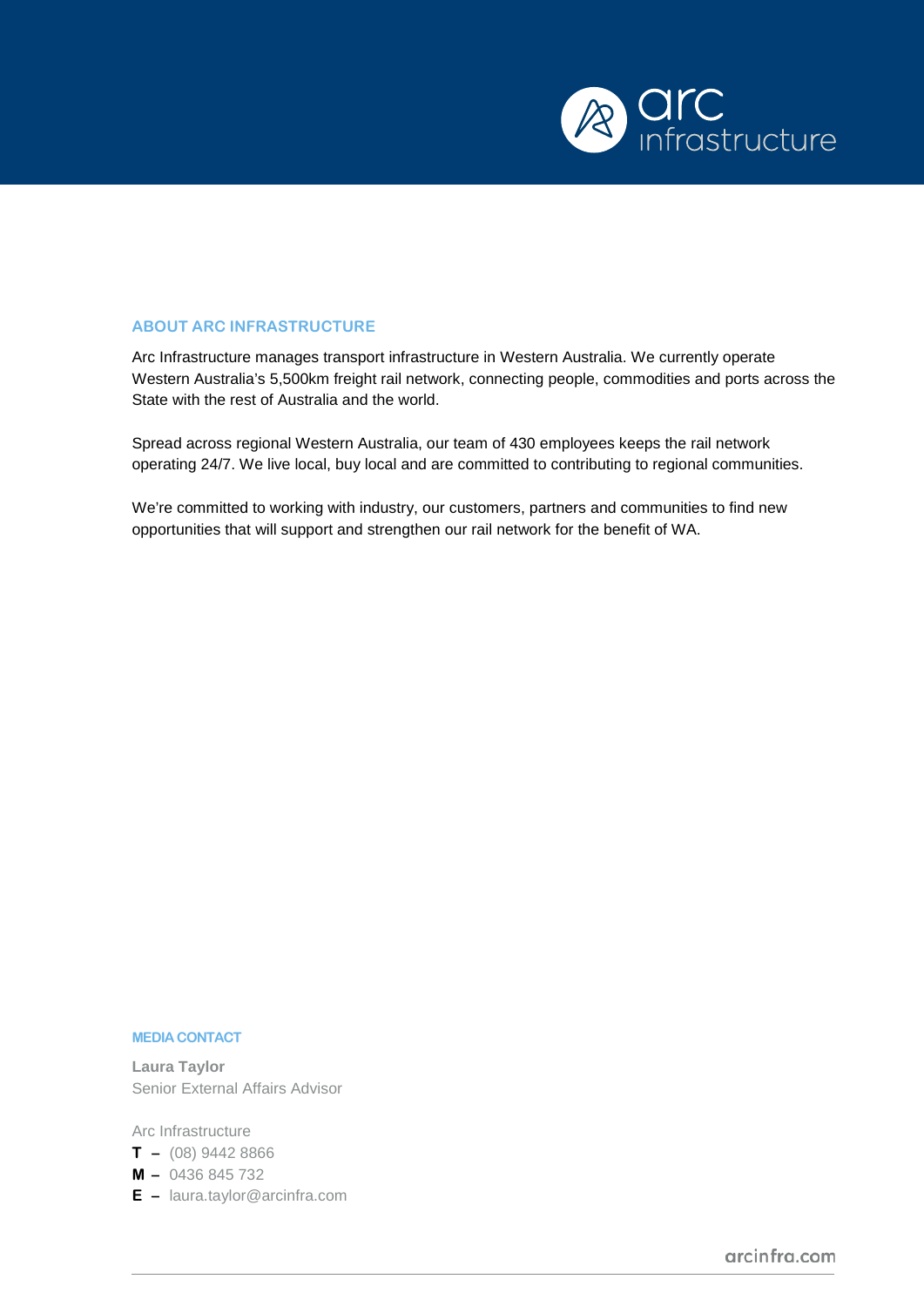## ABOUT ARC INFRASTRUCTURE

Arc Infrastructure manages transport infrastructure in Western Australia. We currently operate Western Australia's 5,500km freight rail network, connecting people, commodities and ports across the State with the rest of Australia and the world.

Spread across regional Western Australia, our team of 430 employees keeps the rail network operating 24/7. We live local, buy local and are committed to contributing to regional communities.

We're committed to working with industry, our customers, partners and communities to find new opportunities that will support and strengthen our rail network for the benefit of WA.

### MEDIA CONTACT

**Laura Taylor**
Senior External Affairs Advisor

Arc Infrastructure
**T –** (08) 9442 8866
**M –** 0436 845 732
**E –** laura.taylor@arcinfra.com

arcinfra.com